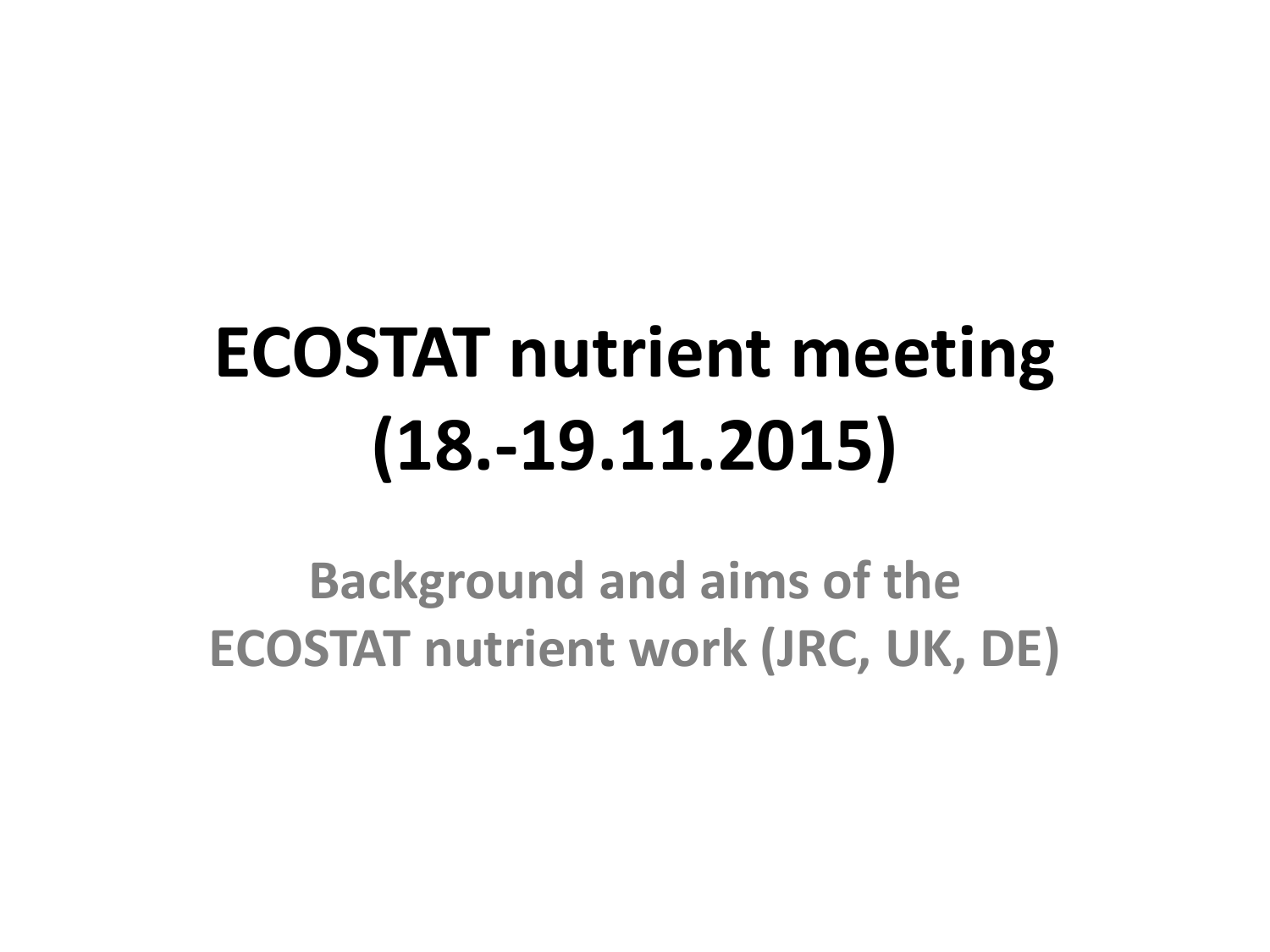# ECOSTAT nutrient meeting (18.-19.11.2015)

## Background and aims of the ECOSTAT nutrient work (JRC, UK, DE)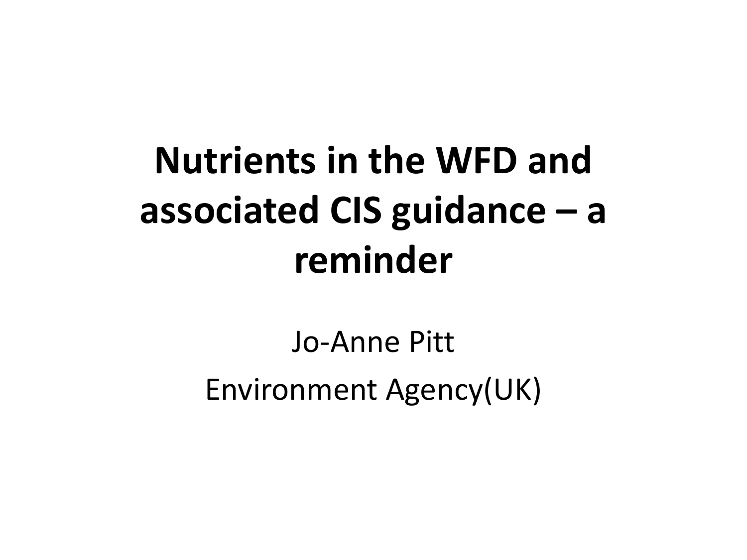# Nutrients in the WFD and associated CIS guidance – a reminder

Jo-Anne Pitt

Environment Agency(UK)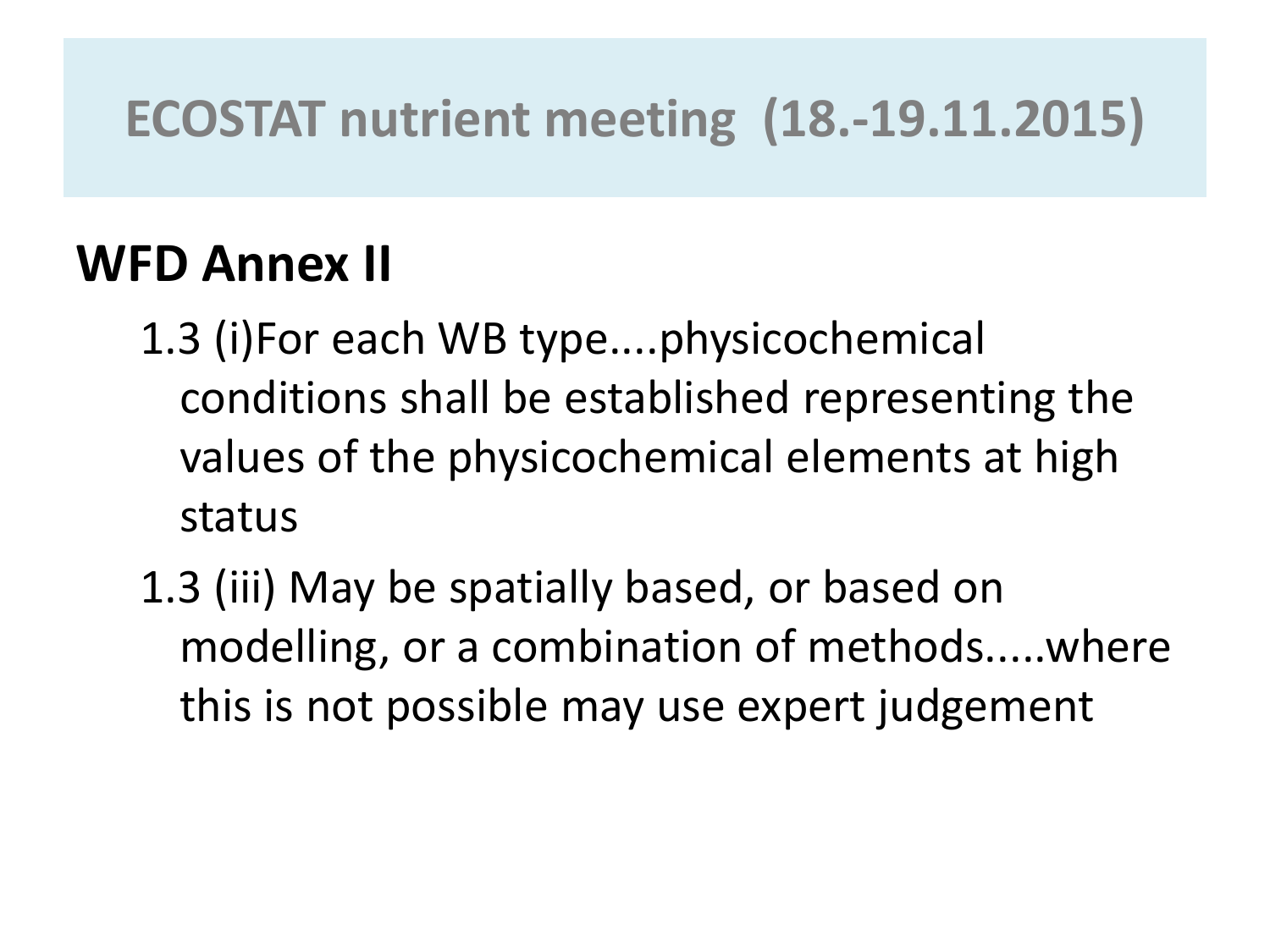# ECOSTAT nutrient meeting (18.-19.11.2015)

## WFD Annex II

- 1.3 (i)For each WB type....physicochemical conditions shall be established representing the values of the physicochemical elements at high status
- 1.3 (iii) May be spatially based, or based on modelling, or a combination of methods.....where this is not possible may use expert judgement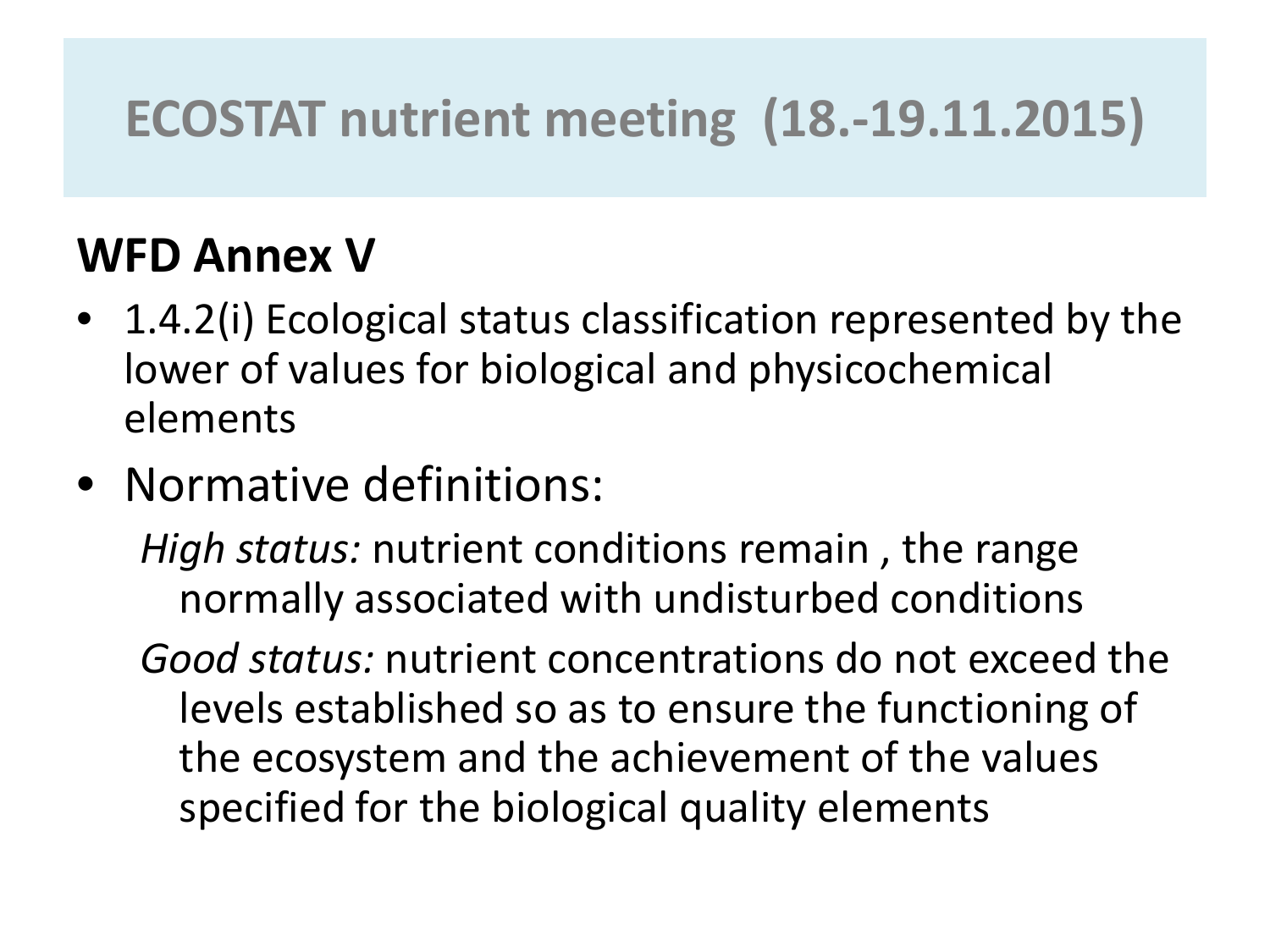# ECOSTAT nutrient meeting (18.-19.11.2015)

## WFD Annex V

- 1.4.2(i) Ecological status classification represented by the lower of values for biological and physicochemical elements
- Normative definitions:

  *High status:* nutrient conditions remain , the range normally associated with undisturbed conditions

  *Good status:* nutrient concentrations do not exceed the levels established so as to ensure the functioning of the ecosystem and the achievement of the values specified for the biological quality elements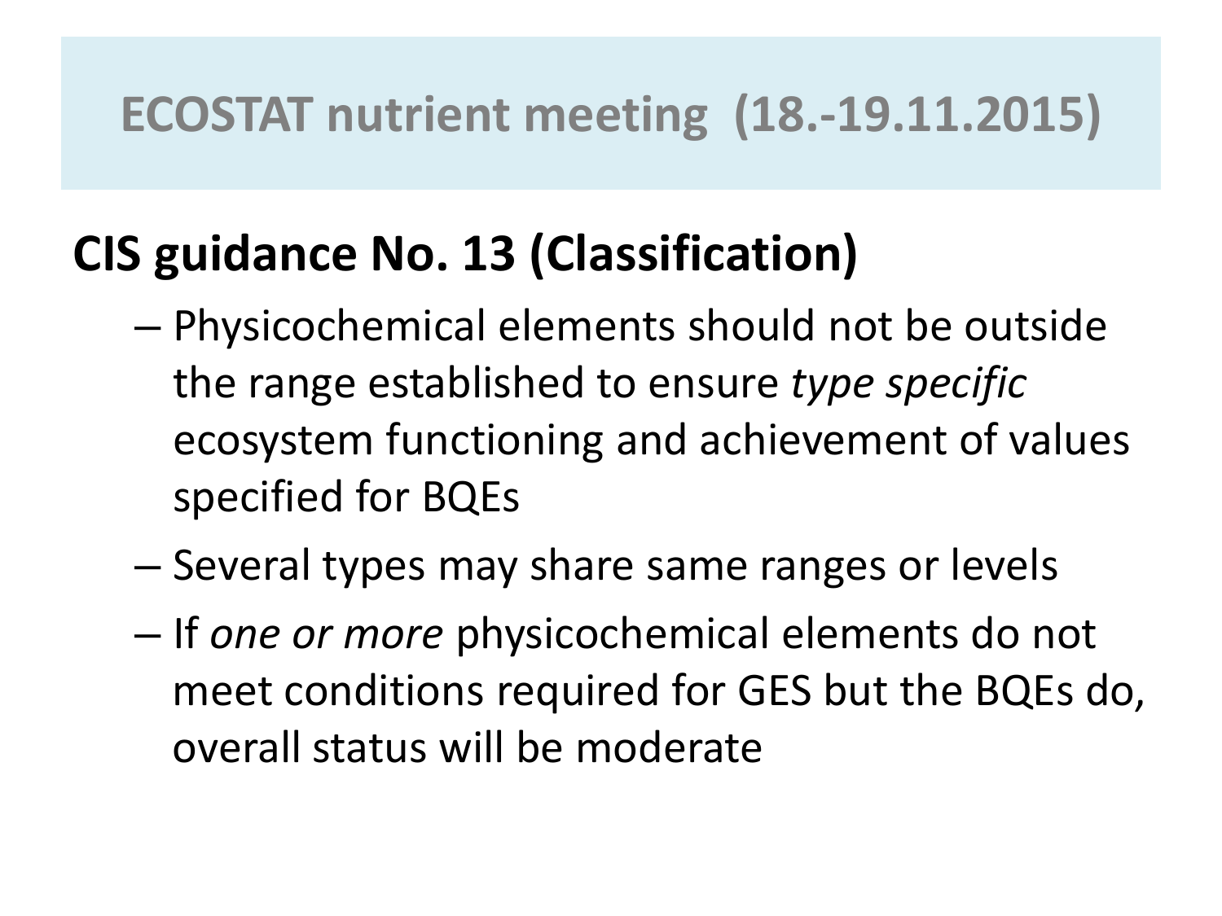# ECOSTAT nutrient meeting (18.-19.11.2015)

## CIS guidance No. 13 (Classification)

- Physicochemical elements should not be outside the range established to ensure *type specific* ecosystem functioning and achievement of values specified for BQEs
- Several types may share same ranges or levels
- If *one or more* physicochemical elements do not meet conditions required for GES but the BQEs do, overall status will be moderate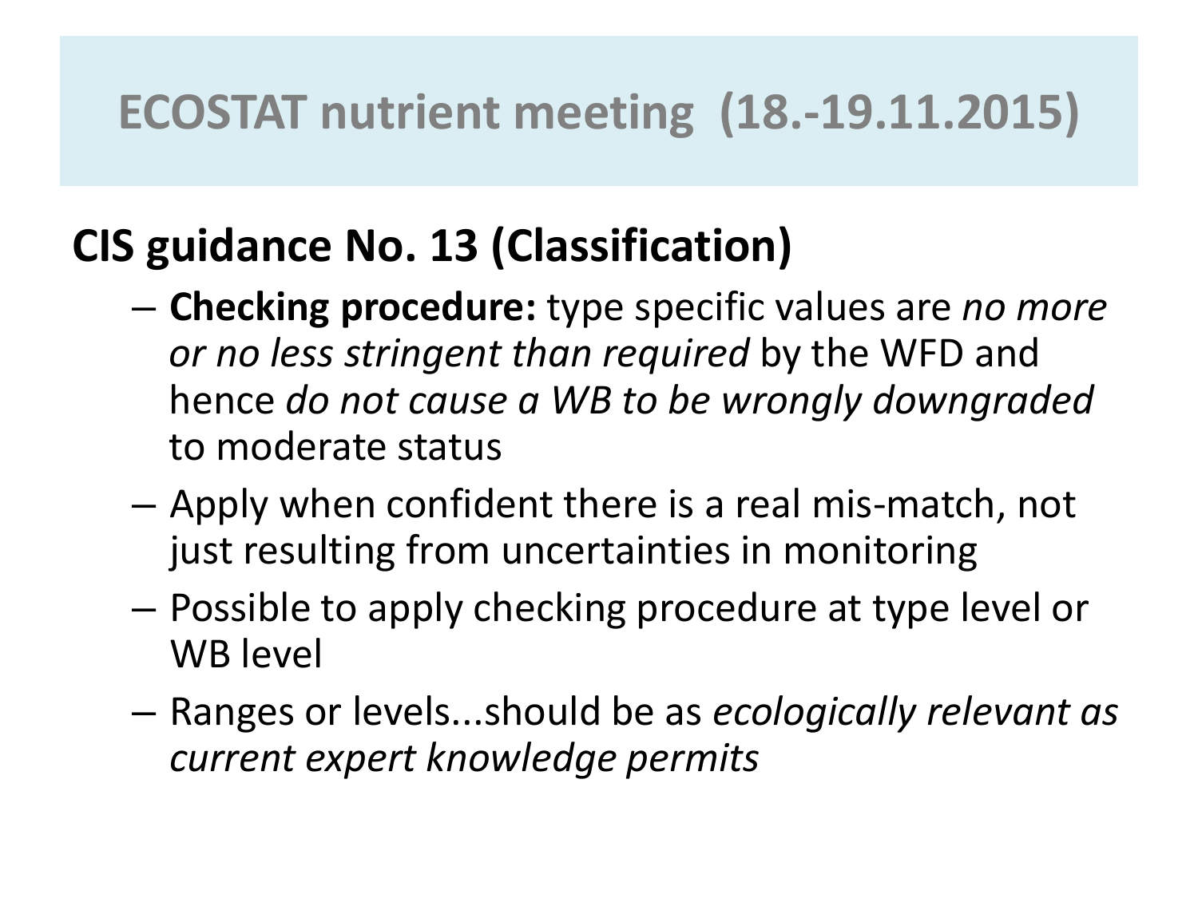# ECOSTAT nutrient meeting (18.-19.11.2015)

## CIS guidance No. 13 (Classification)

- **Checking procedure:** type specific values are *no more or no less stringent than required* by the WFD and hence *do not cause a WB to be wrongly downgraded* to moderate status
- Apply when confident there is a real mis-match, not just resulting from uncertainties in monitoring
- Possible to apply checking procedure at type level or WB level
- Ranges or levels...should be as *ecologically relevant as current expert knowledge permits*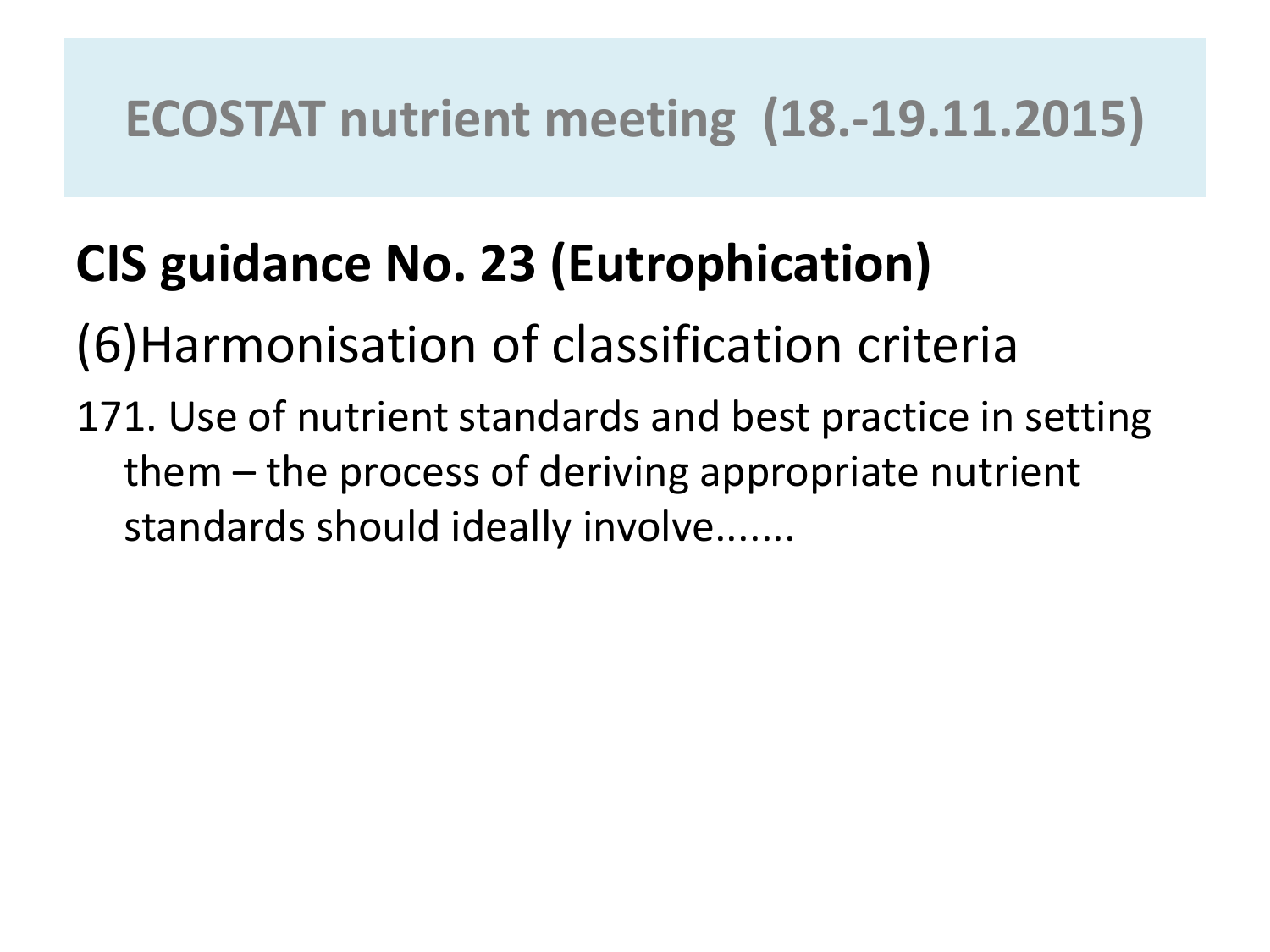# ECOSTAT nutrient meeting (18.-19.11.2015)

## CIS guidance No. 23 (Eutrophication)

### (6)Harmonisation of classification criteria

171. Use of nutrient standards and best practice in setting them – the process of deriving appropriate nutrient standards should ideally involve.......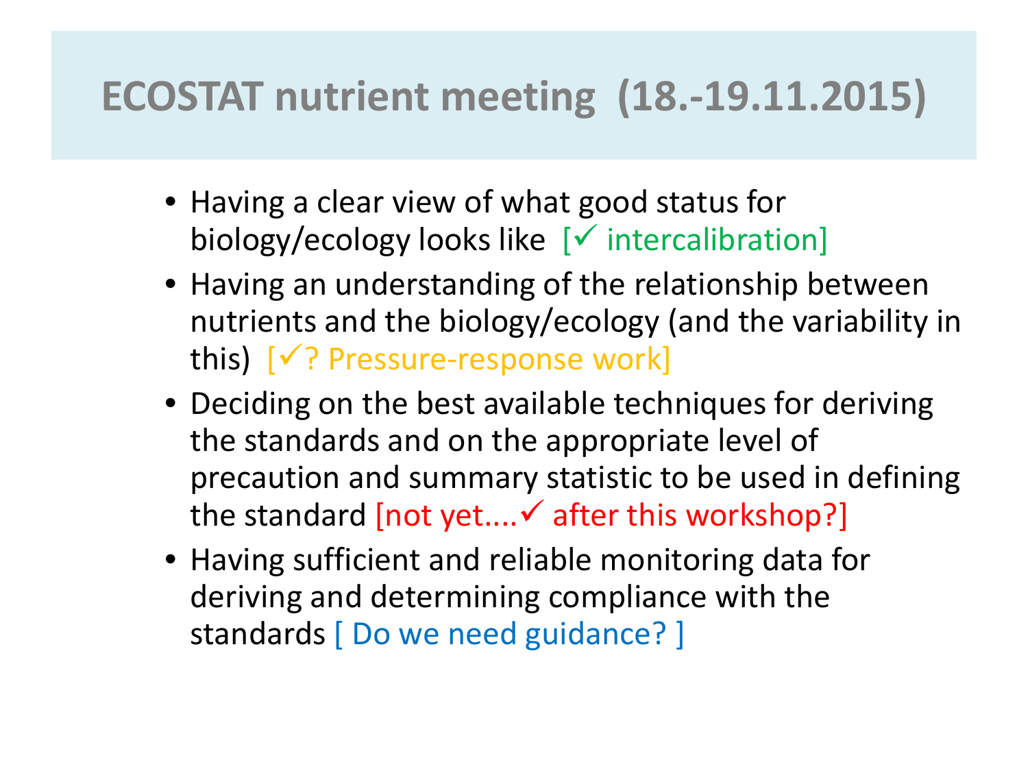# ECOSTAT nutrient meeting (18.-19.11.2015)

- Having a clear view of what good status for biology/ecology looks like [✓ intercalibration]
- Having an understanding of the relationship between nutrients and the biology/ecology (and the variability in this) [✓? Pressure-response work]
- Deciding on the best available techniques for deriving the standards and on the appropriate level of precaution and summary statistic to be used in defining the standard [not yet....✓ after this workshop?]
- Having sufficient and reliable monitoring data for deriving and determining compliance with the standards [ Do we need guidance? ]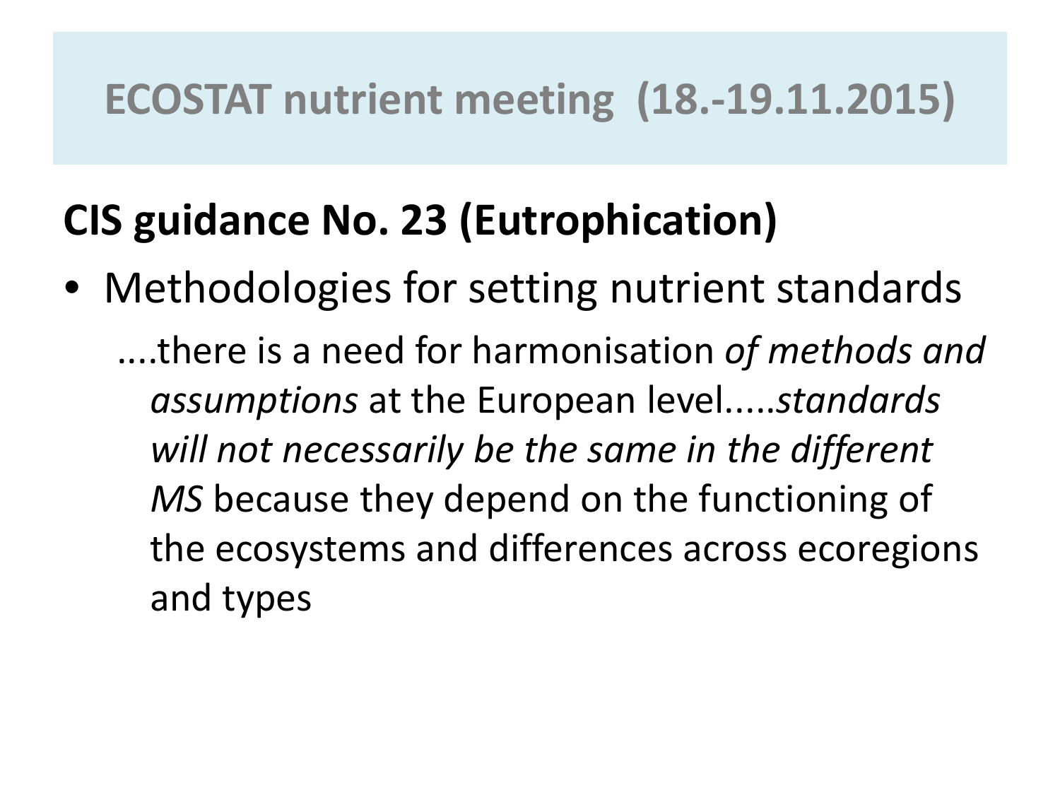# ECOSTAT nutrient meeting (18.-19.11.2015)

## CIS guidance No. 23 (Eutrophication)

- Methodologies for setting nutrient standards

  ....there is a need for harmonisation *of methods and assumptions* at the European level.....*standards will not necessarily be the same in the different MS* because they depend on the functioning of the ecosystems and differences across ecoregions and types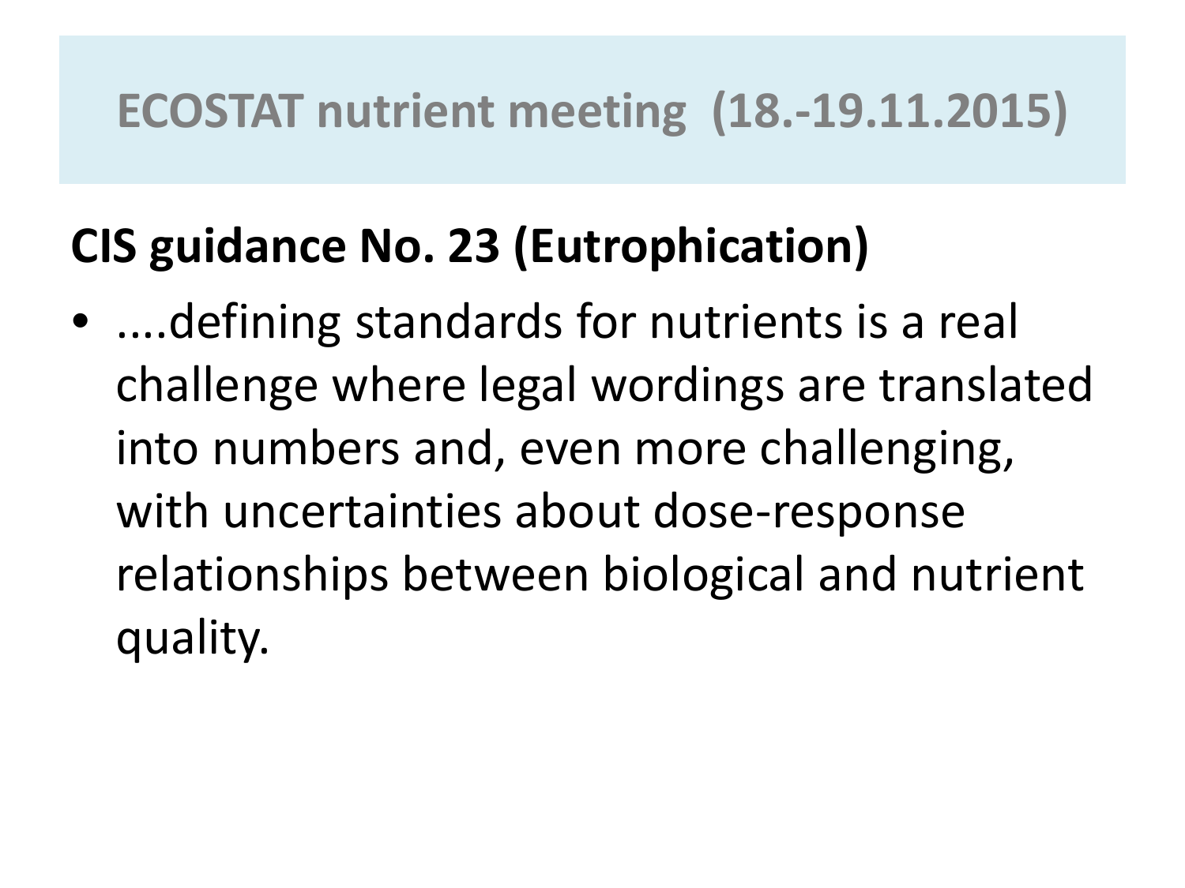# ECOSTAT nutrient meeting (18.-19.11.2015)

**CIS guidance No. 23 (Eutrophication)**

- ....defining standards for nutrients is a real challenge where legal wordings are translated into numbers and, even more challenging, with uncertainties about dose-response relationships between biological and nutrient quality.